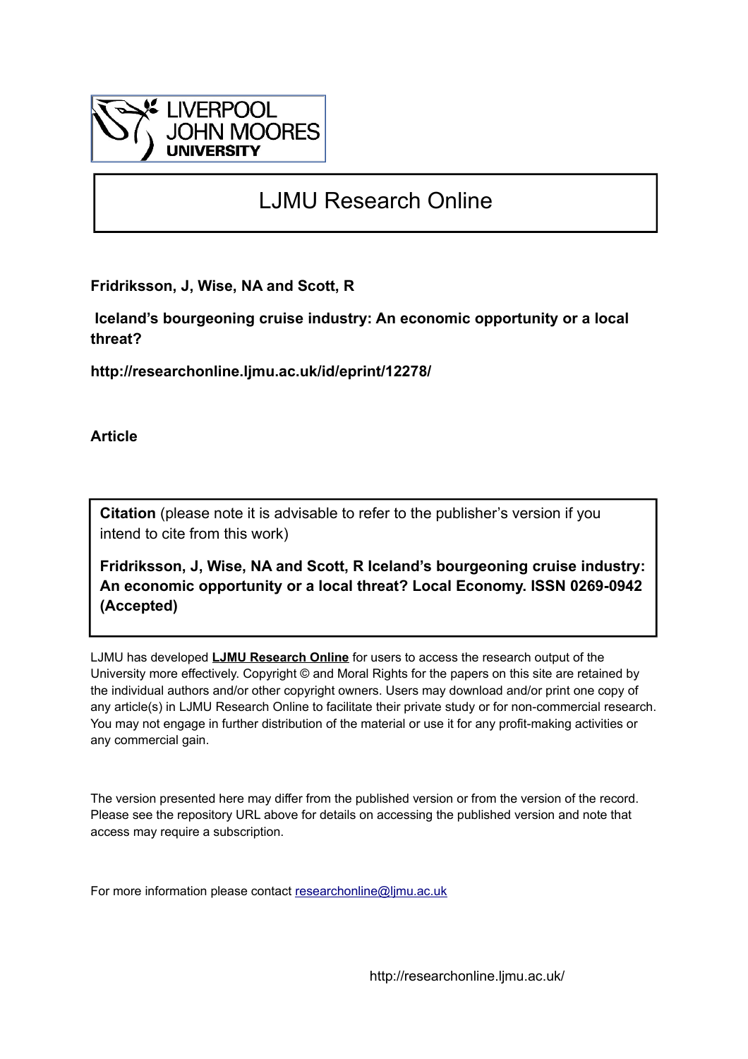# LJMU Research Online

**Fridriksson, J, Wise, NA and Scott, R**

**Iceland's bourgeoning cruise industry: An economic opportunity or a local threat?**

**http://researchonline.ljmu.ac.uk/id/eprint/12278/**

**Article**

**Citation** (please note it is advisable to refer to the publisher's version if you intend to cite from this work)

**Fridriksson, J, Wise, NA and Scott, R Iceland's bourgeoning cruise industry: An economic opportunity or a local threat? Local Economy. ISSN 0269-0942 (Accepted)**

LJMU has developed **LJMU Research Online** for users to access the research output of the University more effectively. Copyright © and Moral Rights for the papers on this site are retained by the individual authors and/or other copyright owners. Users may download and/or print one copy of any article(s) in LJMU Research Online to facilitate their private study or for non-commercial research. You may not engage in further distribution of the material or use it for any profit-making activities or any commercial gain.

The version presented here may differ from the published version or from the version of the record. Please see the repository URL above for details on accessing the published version and note that access may require a subscription.

For more information please contact researchonline@ljmu.ac.uk

http://researchonline.ljmu.ac.uk/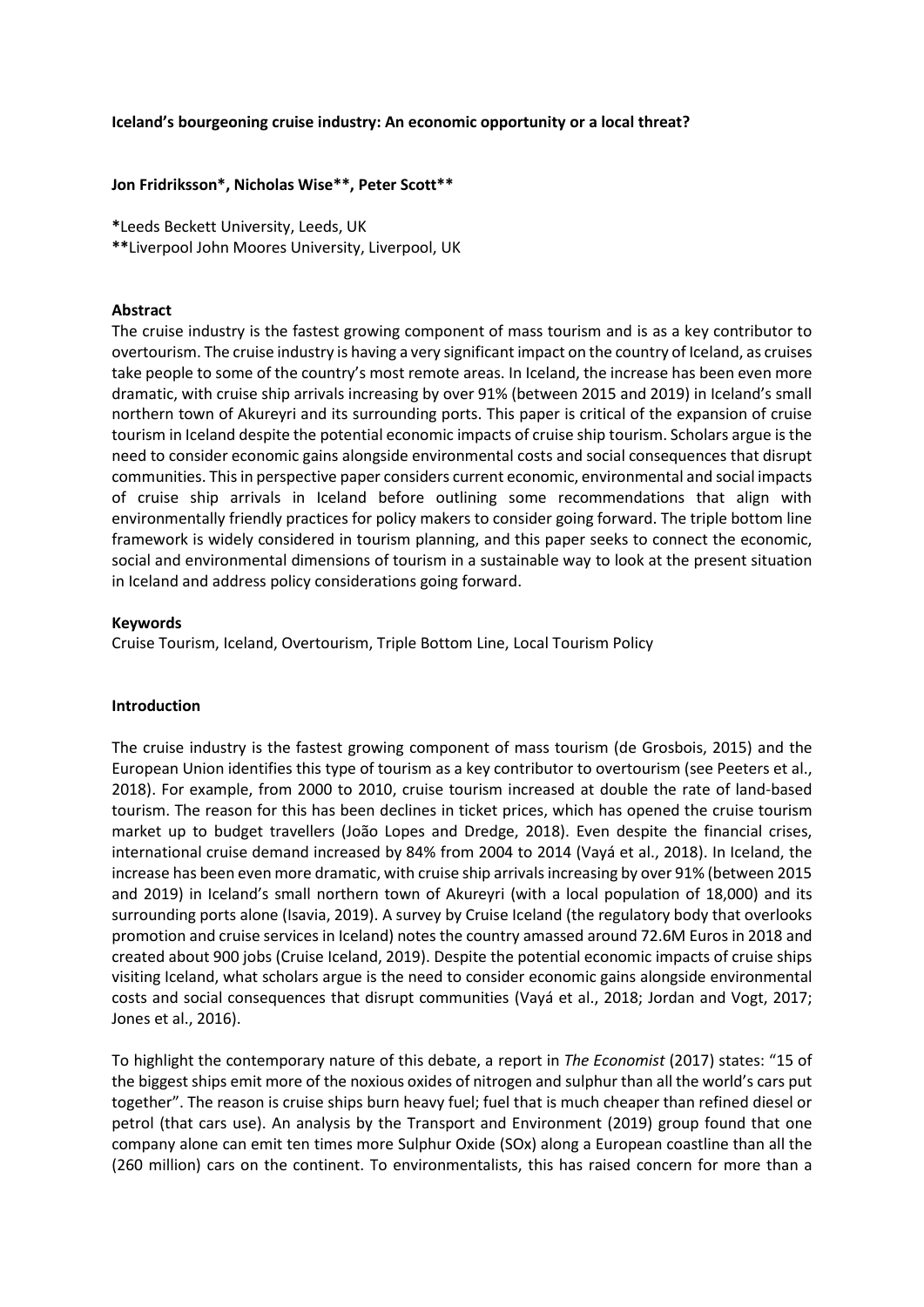**Iceland's bourgeoning cruise industry: An economic opportunity or a local threat?**

**Jon Fridriksson*, Nicholas Wise**, Peter Scott****

***Leeds Beckett University, Leeds, UK
****Liverpool John Moores University, Liverpool, UK

**Abstract**

The cruise industry is the fastest growing component of mass tourism and is as a key contributor to overtourism. The cruise industry is having a very significant impact on the country of Iceland, as cruises take people to some of the country's most remote areas. In Iceland, the increase has been even more dramatic, with cruise ship arrivals increasing by over 91% (between 2015 and 2019) in Iceland's small northern town of Akureyri and its surrounding ports. This paper is critical of the expansion of cruise tourism in Iceland despite the potential economic impacts of cruise ship tourism. Scholars argue is the need to consider economic gains alongside environmental costs and social consequences that disrupt communities. This in perspective paper considers current economic, environmental and social impacts of cruise ship arrivals in Iceland before outlining some recommendations that align with environmentally friendly practices for policy makers to consider going forward. The triple bottom line framework is widely considered in tourism planning, and this paper seeks to connect the economic, social and environmental dimensions of tourism in a sustainable way to look at the present situation in Iceland and address policy considerations going forward.

**Keywords**

Cruise Tourism, Iceland, Overtourism, Triple Bottom Line, Local Tourism Policy

**Introduction**

The cruise industry is the fastest growing component of mass tourism (de Grosbois, 2015) and the European Union identifies this type of tourism as a key contributor to overtourism (see Peeters et al., 2018). For example, from 2000 to 2010, cruise tourism increased at double the rate of land-based tourism. The reason for this has been declines in ticket prices, which has opened the cruise tourism market up to budget travellers (João Lopes and Dredge, 2018). Even despite the financial crises, international cruise demand increased by 84% from 2004 to 2014 (Vayá et al., 2018). In Iceland, the increase has been even more dramatic, with cruise ship arrivals increasing by over 91% (between 2015 and 2019) in Iceland's small northern town of Akureyri (with a local population of 18,000) and its surrounding ports alone (Isavia, 2019). A survey by Cruise Iceland (the regulatory body that overlooks promotion and cruise services in Iceland) notes the country amassed around 72.6M Euros in 2018 and created about 900 jobs (Cruise Iceland, 2019). Despite the potential economic impacts of cruise ships visiting Iceland, what scholars argue is the need to consider economic gains alongside environmental costs and social consequences that disrupt communities (Vayá et al., 2018; Jordan and Vogt, 2017; Jones et al., 2016).

To highlight the contemporary nature of this debate, a report in *The Economist* (2017) states: "15 of the biggest ships emit more of the noxious oxides of nitrogen and sulphur than all the world's cars put together". The reason is cruise ships burn heavy fuel; fuel that is much cheaper than refined diesel or petrol (that cars use). An analysis by the Transport and Environment (2019) group found that one company alone can emit ten times more Sulphur Oxide (SOx) along a European coastline than all the (260 million) cars on the continent. To environmentalists, this has raised concern for more than a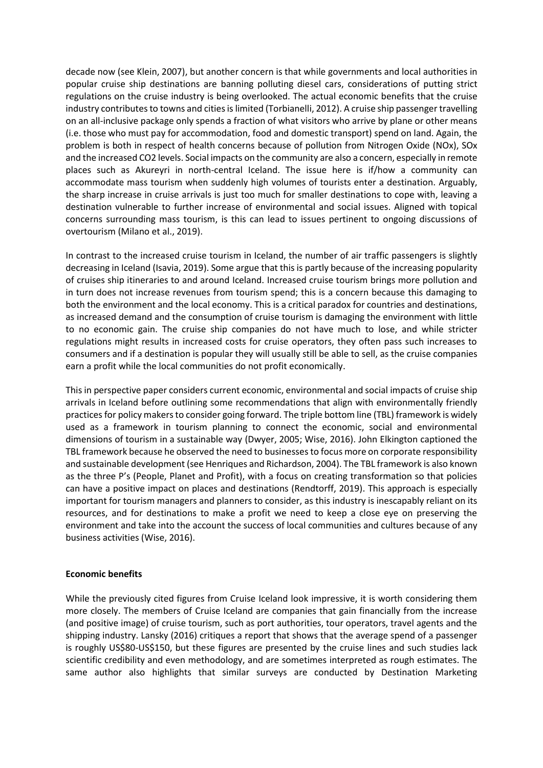decade now (see Klein, 2007), but another concern is that while governments and local authorities in popular cruise ship destinations are banning polluting diesel cars, considerations of putting strict regulations on the cruise industry is being overlooked. The actual economic benefits that the cruise industry contributes to towns and cities is limited (Torbianelli, 2012). A cruise ship passenger travelling on an all-inclusive package only spends a fraction of what visitors who arrive by plane or other means (i.e. those who must pay for accommodation, food and domestic transport) spend on land. Again, the problem is both in respect of health concerns because of pollution from Nitrogen Oxide (NOx), SOx and the increased CO2 levels. Social impacts on the community are also a concern, especially in remote places such as Akureyri in north-central Iceland. The issue here is if/how a community can accommodate mass tourism when suddenly high volumes of tourists enter a destination. Arguably, the sharp increase in cruise arrivals is just too much for smaller destinations to cope with, leaving a destination vulnerable to further increase of environmental and social issues. Aligned with topical concerns surrounding mass tourism, is this can lead to issues pertinent to ongoing discussions of overtourism (Milano et al., 2019).

In contrast to the increased cruise tourism in Iceland, the number of air traffic passengers is slightly decreasing in Iceland (Isavia, 2019). Some argue that this is partly because of the increasing popularity of cruises ship itineraries to and around Iceland. Increased cruise tourism brings more pollution and in turn does not increase revenues from tourism spend; this is a concern because this damaging to both the environment and the local economy. This is a critical paradox for countries and destinations, as increased demand and the consumption of cruise tourism is damaging the environment with little to no economic gain. The cruise ship companies do not have much to lose, and while stricter regulations might results in increased costs for cruise operators, they often pass such increases to consumers and if a destination is popular they will usually still be able to sell, as the cruise companies earn a profit while the local communities do not profit economically.

This in perspective paper considers current economic, environmental and social impacts of cruise ship arrivals in Iceland before outlining some recommendations that align with environmentally friendly practices for policy makers to consider going forward. The triple bottom line (TBL) framework is widely used as a framework in tourism planning to connect the economic, social and environmental dimensions of tourism in a sustainable way (Dwyer, 2005; Wise, 2016). John Elkington captioned the TBL framework because he observed the need to businesses to focus more on corporate responsibility and sustainable development (see Henriques and Richardson, 2004). The TBL framework is also known as the three P's (People, Planet and Profit), with a focus on creating transformation so that policies can have a positive impact on places and destinations (Rendtorff, 2019). This approach is especially important for tourism managers and planners to consider, as this industry is inescapably reliant on its resources, and for destinations to make a profit we need to keep a close eye on preserving the environment and take into the account the success of local communities and cultures because of any business activities (Wise, 2016).

**Economic benefits**

While the previously cited figures from Cruise Iceland look impressive, it is worth considering them more closely. The members of Cruise Iceland are companies that gain financially from the increase (and positive image) of cruise tourism, such as port authorities, tour operators, travel agents and the shipping industry. Lansky (2016) critiques a report that shows that the average spend of a passenger is roughly US$80-US$150, but these figures are presented by the cruise lines and such studies lack scientific credibility and even methodology, and are sometimes interpreted as rough estimates. The same author also highlights that similar surveys are conducted by Destination Marketing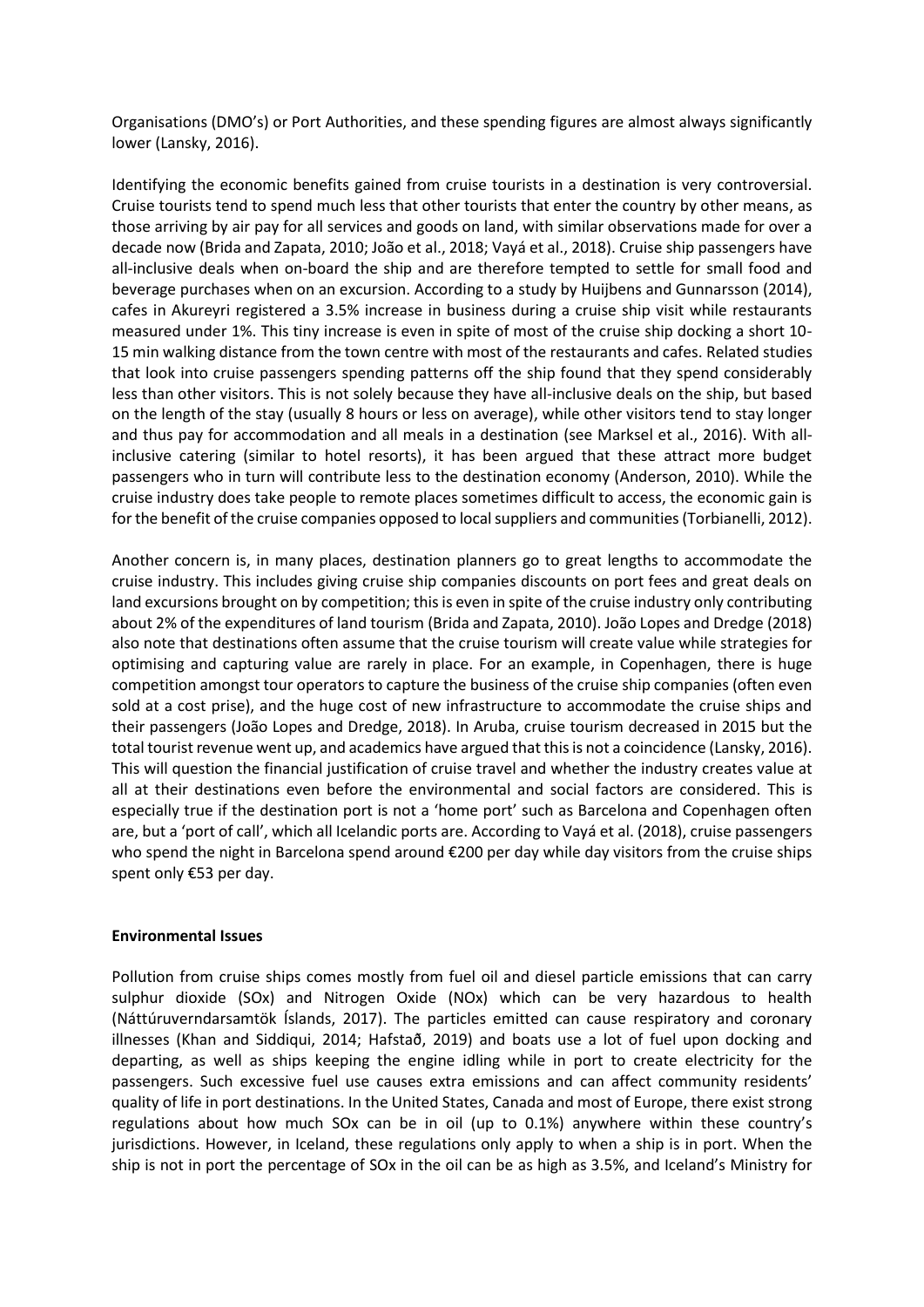Organisations (DMO's) or Port Authorities, and these spending figures are almost always significantly lower (Lansky, 2016).

Identifying the economic benefits gained from cruise tourists in a destination is very controversial. Cruise tourists tend to spend much less that other tourists that enter the country by other means, as those arriving by air pay for all services and goods on land, with similar observations made for over a decade now (Brida and Zapata, 2010; João et al., 2018; Vayá et al., 2018). Cruise ship passengers have all-inclusive deals when on-board the ship and are therefore tempted to settle for small food and beverage purchases when on an excursion. According to a study by Huijbens and Gunnarsson (2014), cafes in Akureyri registered a 3.5% increase in business during a cruise ship visit while restaurants measured under 1%. This tiny increase is even in spite of most of the cruise ship docking a short 10-15 min walking distance from the town centre with most of the restaurants and cafes. Related studies that look into cruise passengers spending patterns off the ship found that they spend considerably less than other visitors. This is not solely because they have all-inclusive deals on the ship, but based on the length of the stay (usually 8 hours or less on average), while other visitors tend to stay longer and thus pay for accommodation and all meals in a destination (see Marksel et al., 2016). With all-inclusive catering (similar to hotel resorts), it has been argued that these attract more budget passengers who in turn will contribute less to the destination economy (Anderson, 2010). While the cruise industry does take people to remote places sometimes difficult to access, the economic gain is for the benefit of the cruise companies opposed to local suppliers and communities (Torbianelli, 2012).

Another concern is, in many places, destination planners go to great lengths to accommodate the cruise industry. This includes giving cruise ship companies discounts on port fees and great deals on land excursions brought on by competition; this is even in spite of the cruise industry only contributing about 2% of the expenditures of land tourism (Brida and Zapata, 2010). João Lopes and Dredge (2018) also note that destinations often assume that the cruise tourism will create value while strategies for optimising and capturing value are rarely in place. For an example, in Copenhagen, there is huge competition amongst tour operators to capture the business of the cruise ship companies (often even sold at a cost prise), and the huge cost of new infrastructure to accommodate the cruise ships and their passengers (João Lopes and Dredge, 2018). In Aruba, cruise tourism decreased in 2015 but the total tourist revenue went up, and academics have argued that this is not a coincidence (Lansky, 2016). This will question the financial justification of cruise travel and whether the industry creates value at all at their destinations even before the environmental and social factors are considered. This is especially true if the destination port is not a 'home port' such as Barcelona and Copenhagen often are, but a 'port of call', which all Icelandic ports are. According to Vayá et al. (2018), cruise passengers who spend the night in Barcelona spend around €200 per day while day visitors from the cruise ships spent only €53 per day.

**Environmental Issues**

Pollution from cruise ships comes mostly from fuel oil and diesel particle emissions that can carry sulphur dioxide (SOx) and Nitrogen Oxide (NOx) which can be very hazardous to health (Náttúruverndarsamtök Íslands, 2017). The particles emitted can cause respiratory and coronary illnesses (Khan and Siddiqui, 2014; Hafstað, 2019) and boats use a lot of fuel upon docking and departing, as well as ships keeping the engine idling while in port to create electricity for the passengers. Such excessive fuel use causes extra emissions and can affect community residents' quality of life in port destinations. In the United States, Canada and most of Europe, there exist strong regulations about how much SOx can be in oil (up to 0.1%) anywhere within these country's jurisdictions. However, in Iceland, these regulations only apply to when a ship is in port. When the ship is not in port the percentage of SOx in the oil can be as high as 3.5%, and Iceland's Ministry for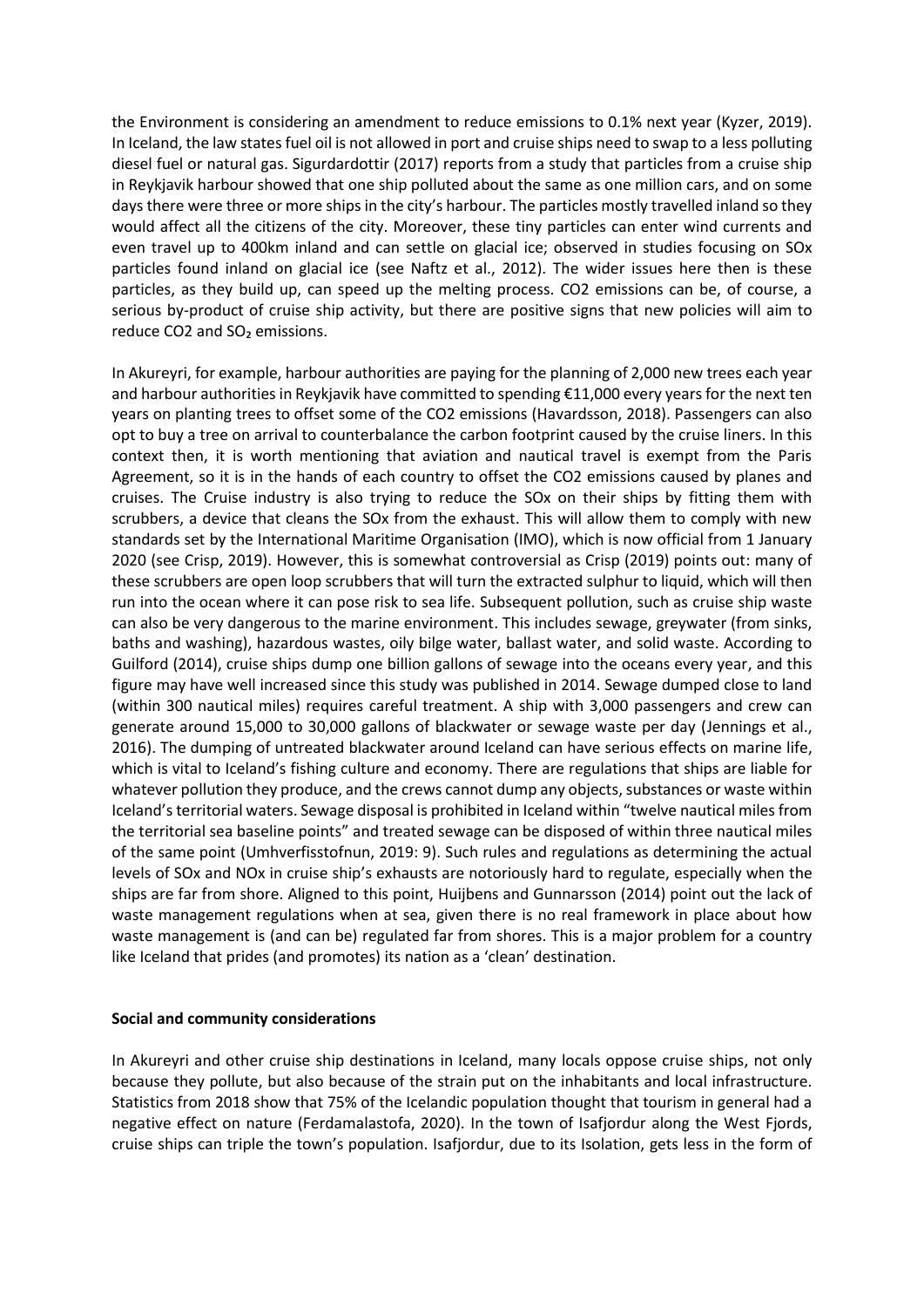the Environment is considering an amendment to reduce emissions to 0.1% next year (Kyzer, 2019). In Iceland, the law states fuel oil is not allowed in port and cruise ships need to swap to a less polluting diesel fuel or natural gas. Sigurdardottir (2017) reports from a study that particles from a cruise ship in Reykjavik harbour showed that one ship polluted about the same as one million cars, and on some days there were three or more ships in the city's harbour. The particles mostly travelled inland so they would affect all the citizens of the city. Moreover, these tiny particles can enter wind currents and even travel up to 400km inland and can settle on glacial ice; observed in studies focusing on SOx particles found inland on glacial ice (see Naftz et al., 2012). The wider issues here then is these particles, as they build up, can speed up the melting process. CO2 emissions can be, of course, a serious by-product of cruise ship activity, but there are positive signs that new policies will aim to reduce CO2 and $SO_2$ emissions.

In Akureyri, for example, harbour authorities are paying for the planning of 2,000 new trees each year and harbour authorities in Reykjavik have committed to spending €11,000 every years for the next ten years on planting trees to offset some of the CO2 emissions (Havardsson, 2018). Passengers can also opt to buy a tree on arrival to counterbalance the carbon footprint caused by the cruise liners. In this context then, it is worth mentioning that aviation and nautical travel is exempt from the Paris Agreement, so it is in the hands of each country to offset the CO2 emissions caused by planes and cruises. The Cruise industry is also trying to reduce the SOx on their ships by fitting them with scrubbers, a device that cleans the SOx from the exhaust. This will allow them to comply with new standards set by the International Maritime Organisation (IMO), which is now official from 1 January 2020 (see Crisp, 2019). However, this is somewhat controversial as Crisp (2019) points out: many of these scrubbers are open loop scrubbers that will turn the extracted sulphur to liquid, which will then run into the ocean where it can pose risk to sea life. Subsequent pollution, such as cruise ship waste can also be very dangerous to the marine environment. This includes sewage, greywater (from sinks, baths and washing), hazardous wastes, oily bilge water, ballast water, and solid waste. According to Guilford (2014), cruise ships dump one billion gallons of sewage into the oceans every year, and this figure may have well increased since this study was published in 2014. Sewage dumped close to land (within 300 nautical miles) requires careful treatment. A ship with 3,000 passengers and crew can generate around 15,000 to 30,000 gallons of blackwater or sewage waste per day (Jennings et al., 2016). The dumping of untreated blackwater around Iceland can have serious effects on marine life, which is vital to Iceland's fishing culture and economy. There are regulations that ships are liable for whatever pollution they produce, and the crews cannot dump any objects, substances or waste within Iceland's territorial waters. Sewage disposal is prohibited in Iceland within "twelve nautical miles from the territorial sea baseline points" and treated sewage can be disposed of within three nautical miles of the same point (Umhverfisstofnun, 2019: 9). Such rules and regulations as determining the actual levels of SOx and NOx in cruise ship's exhausts are notoriously hard to regulate, especially when the ships are far from shore. Aligned to this point, Huijbens and Gunnarsson (2014) point out the lack of waste management regulations when at sea, given there is no real framework in place about how waste management is (and can be) regulated far from shores. This is a major problem for a country like Iceland that prides (and promotes) its nation as a 'clean' destination.

**Social and community considerations**

In Akureyri and other cruise ship destinations in Iceland, many locals oppose cruise ships, not only because they pollute, but also because of the strain put on the inhabitants and local infrastructure. Statistics from 2018 show that 75% of the Icelandic population thought that tourism in general had a negative effect on nature (Ferdamalastofa, 2020). In the town of Isafjordur along the West Fjords, cruise ships can triple the town's population. Isafjordur, due to its Isolation, gets less in the form of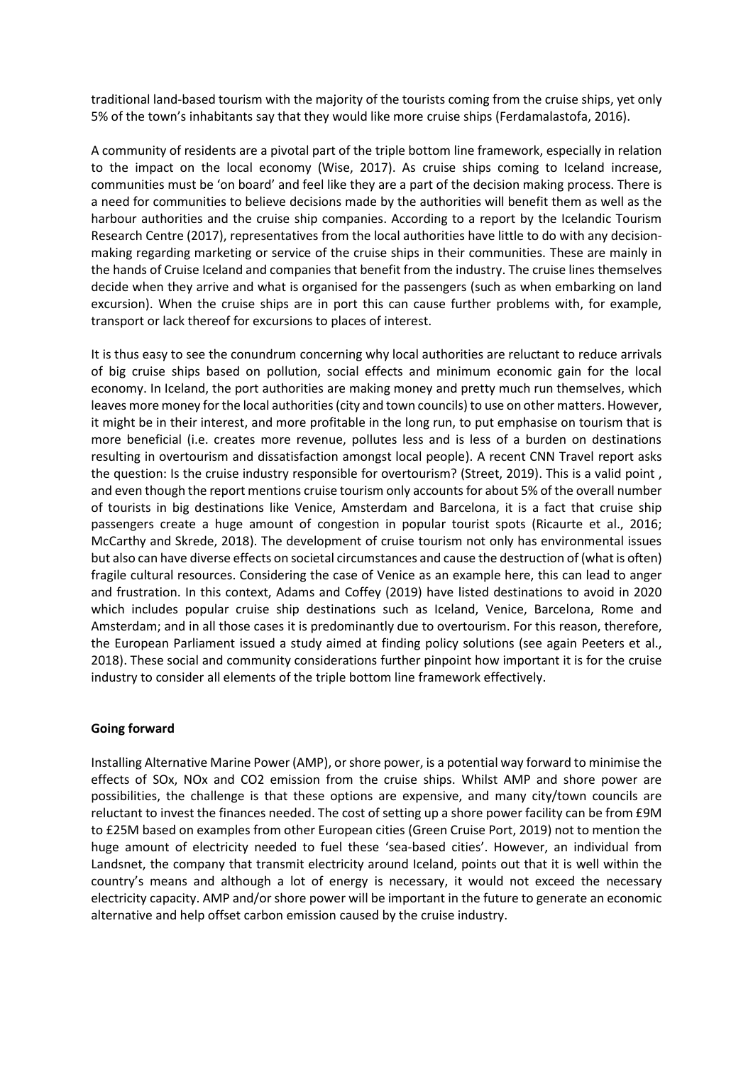traditional land-based tourism with the majority of the tourists coming from the cruise ships, yet only 5% of the town's inhabitants say that they would like more cruise ships (Ferdamalastofa, 2016).

A community of residents are a pivotal part of the triple bottom line framework, especially in relation to the impact on the local economy (Wise, 2017). As cruise ships coming to Iceland increase, communities must be 'on board' and feel like they are a part of the decision making process. There is a need for communities to believe decisions made by the authorities will benefit them as well as the harbour authorities and the cruise ship companies. According to a report by the Icelandic Tourism Research Centre (2017), representatives from the local authorities have little to do with any decision-making regarding marketing or service of the cruise ships in their communities. These are mainly in the hands of Cruise Iceland and companies that benefit from the industry. The cruise lines themselves decide when they arrive and what is organised for the passengers (such as when embarking on land excursion). When the cruise ships are in port this can cause further problems with, for example, transport or lack thereof for excursions to places of interest.

It is thus easy to see the conundrum concerning why local authorities are reluctant to reduce arrivals of big cruise ships based on pollution, social effects and minimum economic gain for the local economy. In Iceland, the port authorities are making money and pretty much run themselves, which leaves more money for the local authorities (city and town councils) to use on other matters. However, it might be in their interest, and more profitable in the long run, to put emphasise on tourism that is more beneficial (i.e. creates more revenue, pollutes less and is less of a burden on destinations resulting in overtourism and dissatisfaction amongst local people). A recent CNN Travel report asks the question: Is the cruise industry responsible for overtourism? (Street, 2019). This is a valid point , and even though the report mentions cruise tourism only accounts for about 5% of the overall number of tourists in big destinations like Venice, Amsterdam and Barcelona, it is a fact that cruise ship passengers create a huge amount of congestion in popular tourist spots (Ricaurte et al., 2016; McCarthy and Skrede, 2018). The development of cruise tourism not only has environmental issues but also can have diverse effects on societal circumstances and cause the destruction of (what is often) fragile cultural resources. Considering the case of Venice as an example here, this can lead to anger and frustration. In this context, Adams and Coffey (2019) have listed destinations to avoid in 2020 which includes popular cruise ship destinations such as Iceland, Venice, Barcelona, Rome and Amsterdam; and in all those cases it is predominantly due to overtourism. For this reason, therefore, the European Parliament issued a study aimed at finding policy solutions (see again Peeters et al., 2018). These social and community considerations further pinpoint how important it is for the cruise industry to consider all elements of the triple bottom line framework effectively.

**Going forward**

Installing Alternative Marine Power (AMP), or shore power, is a potential way forward to minimise the effects of SOx, NOx and $CO_2$ emission from the cruise ships. Whilst AMP and shore power are possibilities, the challenge is that these options are expensive, and many city/town councils are reluctant to invest the finances needed. The cost of setting up a shore power facility can be from £9M to £25M based on examples from other European cities (Green Cruise Port, 2019) not to mention the huge amount of electricity needed to fuel these 'sea-based cities'. However, an individual from Landsnet, the company that transmit electricity around Iceland, points out that it is well within the country's means and although a lot of energy is necessary, it would not exceed the necessary electricity capacity. AMP and/or shore power will be important in the future to generate an economic alternative and help offset carbon emission caused by the cruise industry.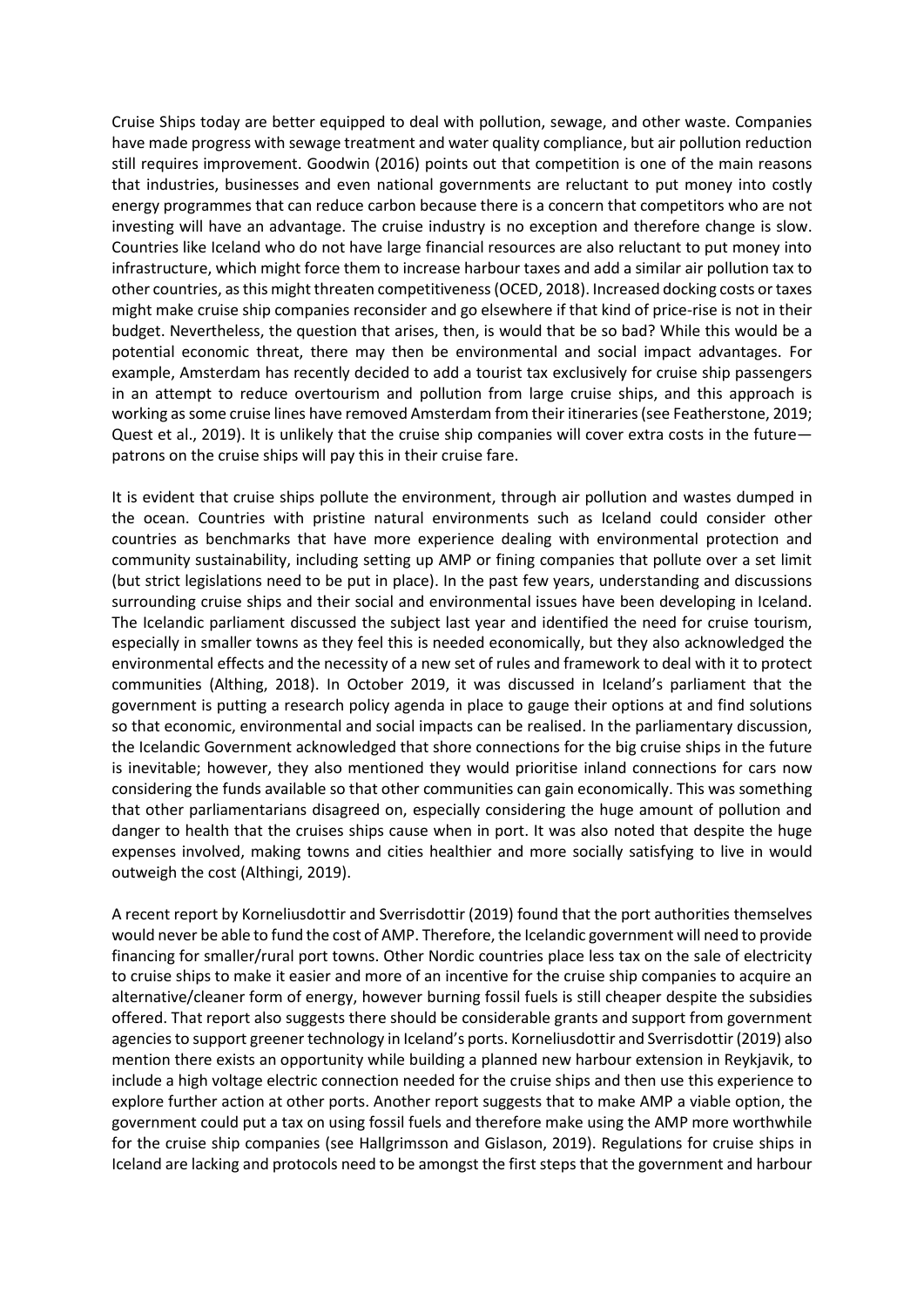Cruise Ships today are better equipped to deal with pollution, sewage, and other waste. Companies have made progress with sewage treatment and water quality compliance, but air pollution reduction still requires improvement. Goodwin (2016) points out that competition is one of the main reasons that industries, businesses and even national governments are reluctant to put money into costly energy programmes that can reduce carbon because there is a concern that competitors who are not investing will have an advantage. The cruise industry is no exception and therefore change is slow. Countries like Iceland who do not have large financial resources are also reluctant to put money into infrastructure, which might force them to increase harbour taxes and add a similar air pollution tax to other countries, as this might threaten competitiveness (OCED, 2018). Increased docking costs or taxes might make cruise ship companies reconsider and go elsewhere if that kind of price-rise is not in their budget. Nevertheless, the question that arises, then, is would that be so bad? While this would be a potential economic threat, there may then be environmental and social impact advantages. For example, Amsterdam has recently decided to add a tourist tax exclusively for cruise ship passengers in an attempt to reduce overtourism and pollution from large cruise ships, and this approach is working as some cruise lines have removed Amsterdam from their itineraries (see Featherstone, 2019; Quest et al., 2019). It is unlikely that the cruise ship companies will cover extra costs in the future—patrons on the cruise ships will pay this in their cruise fare.

It is evident that cruise ships pollute the environment, through air pollution and wastes dumped in the ocean. Countries with pristine natural environments such as Iceland could consider other countries as benchmarks that have more experience dealing with environmental protection and community sustainability, including setting up AMP or fining companies that pollute over a set limit (but strict legislations need to be put in place). In the past few years, understanding and discussions surrounding cruise ships and their social and environmental issues have been developing in Iceland. The Icelandic parliament discussed the subject last year and identified the need for cruise tourism, especially in smaller towns as they feel this is needed economically, but they also acknowledged the environmental effects and the necessity of a new set of rules and framework to deal with it to protect communities (Althing, 2018). In October 2019, it was discussed in Iceland's parliament that the government is putting a research policy agenda in place to gauge their options at and find solutions so that economic, environmental and social impacts can be realised. In the parliamentary discussion, the Icelandic Government acknowledged that shore connections for the big cruise ships in the future is inevitable; however, they also mentioned they would prioritise inland connections for cars now considering the funds available so that other communities can gain economically. This was something that other parliamentarians disagreed on, especially considering the huge amount of pollution and danger to health that the cruises ships cause when in port. It was also noted that despite the huge expenses involved, making towns and cities healthier and more socially satisfying to live in would outweigh the cost (Althingi, 2019).

A recent report by Korneliusdottir and Sverrisdottir (2019) found that the port authorities themselves would never be able to fund the cost of AMP. Therefore, the Icelandic government will need to provide financing for smaller/rural port towns. Other Nordic countries place less tax on the sale of electricity to cruise ships to make it easier and more of an incentive for the cruise ship companies to acquire an alternative/cleaner form of energy, however burning fossil fuels is still cheaper despite the subsidies offered. That report also suggests there should be considerable grants and support from government agencies to support greener technology in Iceland's ports. Korneliusdottir and Sverrisdottir (2019) also mention there exists an opportunity while building a planned new harbour extension in Reykjavik, to include a high voltage electric connection needed for the cruise ships and then use this experience to explore further action at other ports. Another report suggests that to make AMP a viable option, the government could put a tax on using fossil fuels and therefore make using the AMP more worthwhile for the cruise ship companies (see Hallgrimsson and Gislason, 2019). Regulations for cruise ships in Iceland are lacking and protocols need to be amongst the first steps that the government and harbour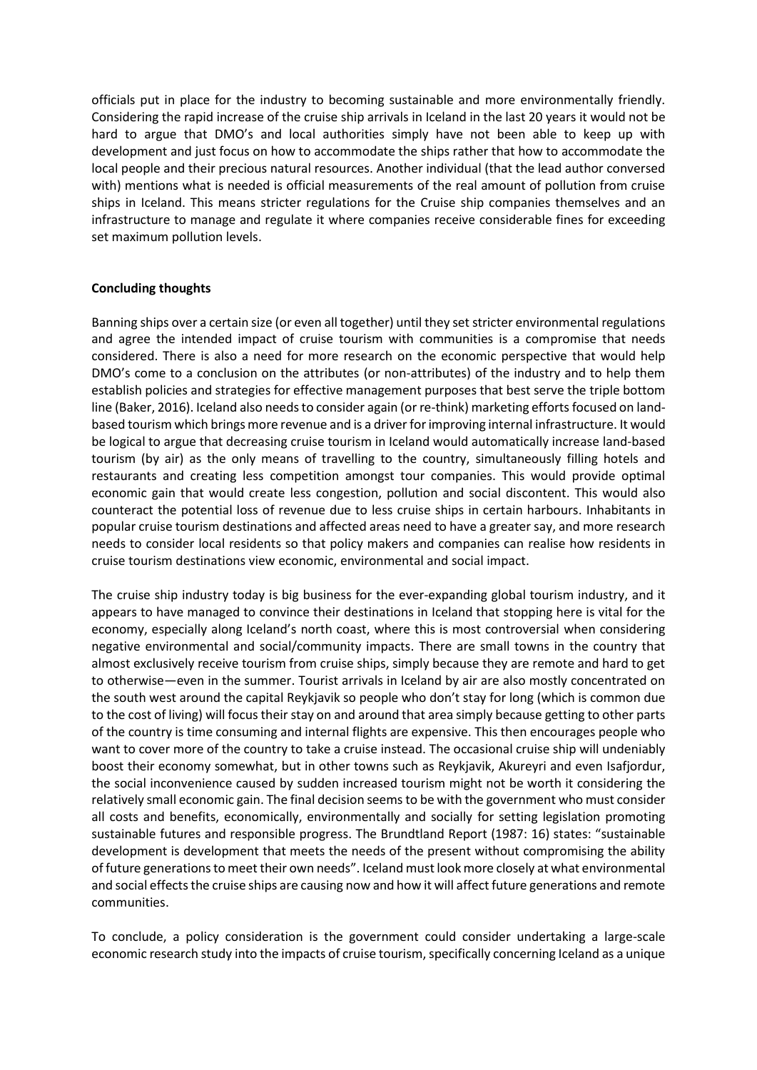officials put in place for the industry to becoming sustainable and more environmentally friendly. Considering the rapid increase of the cruise ship arrivals in Iceland in the last 20 years it would not be hard to argue that DMO's and local authorities simply have not been able to keep up with development and just focus on how to accommodate the ships rather that how to accommodate the local people and their precious natural resources. Another individual (that the lead author conversed with) mentions what is needed is official measurements of the real amount of pollution from cruise ships in Iceland. This means stricter regulations for the Cruise ship companies themselves and an infrastructure to manage and regulate it where companies receive considerable fines for exceeding set maximum pollution levels.

## Concluding thoughts

Banning ships over a certain size (or even all together) until they set stricter environmental regulations and agree the intended impact of cruise tourism with communities is a compromise that needs considered. There is also a need for more research on the economic perspective that would help DMO's come to a conclusion on the attributes (or non-attributes) of the industry and to help them establish policies and strategies for effective management purposes that best serve the triple bottom line (Baker, 2016). Iceland also needs to consider again (or re-think) marketing efforts focused on land-based tourism which brings more revenue and is a driver for improving internal infrastructure. It would be logical to argue that decreasing cruise tourism in Iceland would automatically increase land-based tourism (by air) as the only means of travelling to the country, simultaneously filling hotels and restaurants and creating less competition amongst tour companies. This would provide optimal economic gain that would create less congestion, pollution and social discontent. This would also counteract the potential loss of revenue due to less cruise ships in certain harbours. Inhabitants in popular cruise tourism destinations and affected areas need to have a greater say, and more research needs to consider local residents so that policy makers and companies can realise how residents in cruise tourism destinations view economic, environmental and social impact.

The cruise ship industry today is big business for the ever-expanding global tourism industry, and it appears to have managed to convince their destinations in Iceland that stopping here is vital for the economy, especially along Iceland's north coast, where this is most controversial when considering negative environmental and social/community impacts. There are small towns in the country that almost exclusively receive tourism from cruise ships, simply because they are remote and hard to get to otherwise—even in the summer. Tourist arrivals in Iceland by air are also mostly concentrated on the south west around the capital Reykjavik so people who don't stay for long (which is common due to the cost of living) will focus their stay on and around that area simply because getting to other parts of the country is time consuming and internal flights are expensive. This then encourages people who want to cover more of the country to take a cruise instead. The occasional cruise ship will undeniably boost their economy somewhat, but in other towns such as Reykjavik, Akureyri and even Isafjordur, the social inconvenience caused by sudden increased tourism might not be worth it considering the relatively small economic gain. The final decision seems to be with the government who must consider all costs and benefits, economically, environmentally and socially for setting legislation promoting sustainable futures and responsible progress. The Brundtland Report (1987: 16) states: "sustainable development is development that meets the needs of the present without compromising the ability of future generations to meet their own needs". Iceland must look more closely at what environmental and social effects the cruise ships are causing now and how it will affect future generations and remote communities.

To conclude, a policy consideration is the government could consider undertaking a large-scale economic research study into the impacts of cruise tourism, specifically concerning Iceland as a unique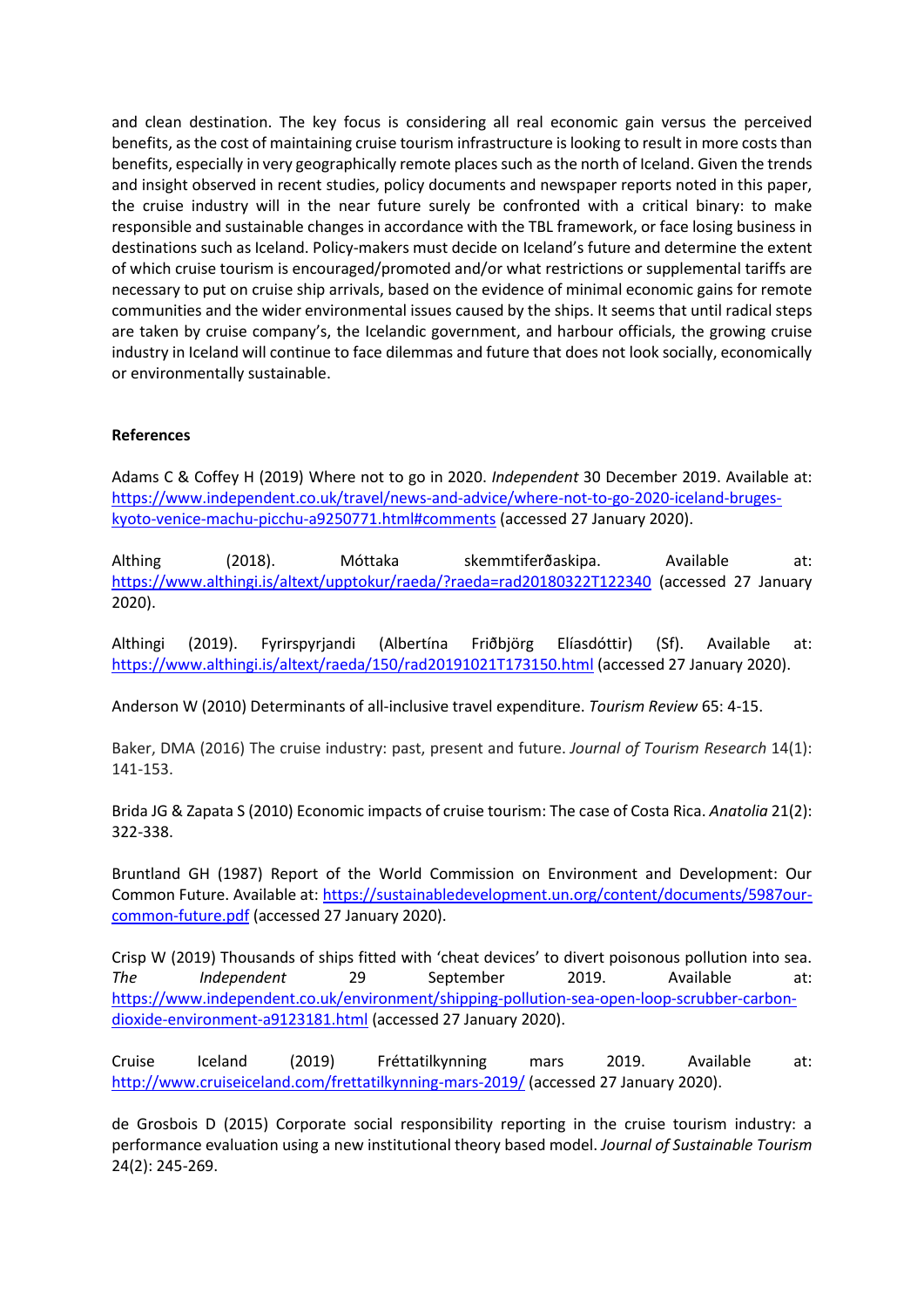and clean destination. The key focus is considering all real economic gain versus the perceived benefits, as the cost of maintaining cruise tourism infrastructure is looking to result in more costs than benefits, especially in very geographically remote places such as the north of Iceland. Given the trends and insight observed in recent studies, policy documents and newspaper reports noted in this paper, the cruise industry will in the near future surely be confronted with a critical binary: to make responsible and sustainable changes in accordance with the TBL framework, or face losing business in destinations such as Iceland. Policy-makers must decide on Iceland's future and determine the extent of which cruise tourism is encouraged/promoted and/or what restrictions or supplemental tariffs are necessary to put on cruise ship arrivals, based on the evidence of minimal economic gains for remote communities and the wider environmental issues caused by the ships. It seems that until radical steps are taken by cruise company's, the Icelandic government, and harbour officials, the growing cruise industry in Iceland will continue to face dilemmas and future that does not look socially, economically or environmentally sustainable.

**References**

Adams C & Coffey H (2019) Where not to go in 2020. *Independent* 30 December 2019. Available at: https://www.independent.co.uk/travel/news-and-advice/where-not-to-go-2020-iceland-bruges-kyoto-venice-machu-picchu-a9250771.html#comments (accessed 27 January 2020).

Althing (2018). Móttaka skemmtiferðaskipa. Available at: https://www.althingi.is/altext/upptokur/raeda/?raeda=rad20180322T122340 (accessed 27 January 2020).

Althingi (2019). Fyrirspyrjandi (Albertína Friðbjörg Elíasdóttir) (Sf). Available at: https://www.althingi.is/altext/raeda/150/rad20191021T173150.html (accessed 27 January 2020).

Anderson W (2010) Determinants of all-inclusive travel expenditure. *Tourism Review* 65: 4-15.

Baker, DMA (2016) The cruise industry: past, present and future. *Journal of Tourism Research* 14(1): 141-153.

Brida JG & Zapata S (2010) Economic impacts of cruise tourism: The case of Costa Rica. *Anatolia* 21(2): 322-338.

Bruntland GH (1987) Report of the World Commission on Environment and Development: Our Common Future. Available at: https://sustainabledevelopment.un.org/content/documents/5987our-common-future.pdf (accessed 27 January 2020).

Crisp W (2019) Thousands of ships fitted with 'cheat devices' to divert poisonous pollution into sea. *The Independent* 29 September 2019. Available at: https://www.independent.co.uk/environment/shipping-pollution-sea-open-loop-scrubber-carbon-dioxide-environment-a9123181.html (accessed 27 January 2020).

Cruise Iceland (2019) Fréttatilkynning mars 2019. Available at: http://www.cruiseiceland.com/frettatilkynning-mars-2019/ (accessed 27 January 2020).

de Grosbois D (2015) Corporate social responsibility reporting in the cruise tourism industry: a performance evaluation using a new institutional theory based model. *Journal of Sustainable Tourism* 24(2): 245-269.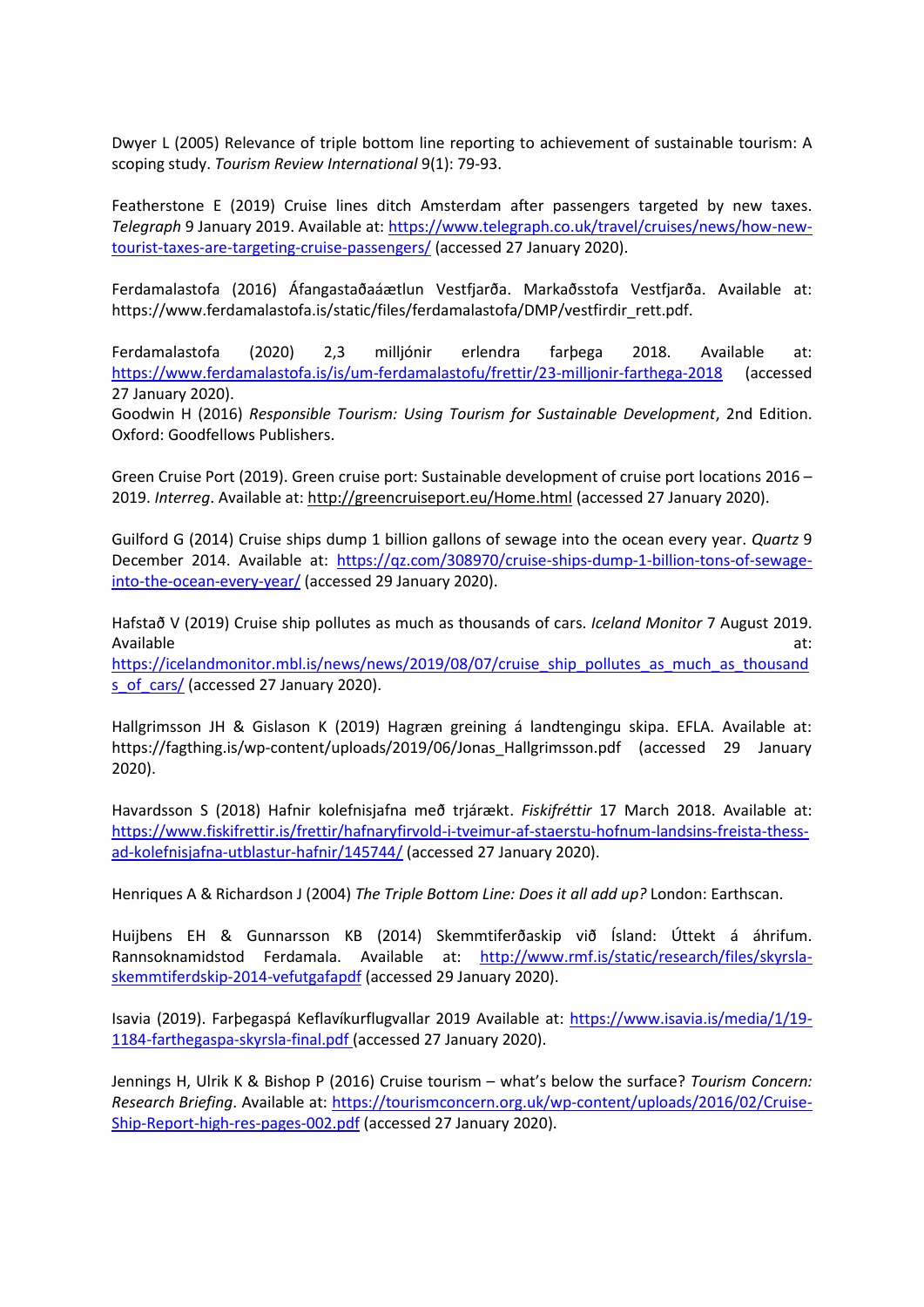Dwyer L (2005) Relevance of triple bottom line reporting to achievement of sustainable tourism: A scoping study. *Tourism Review International* 9(1): 79-93.

Featherstone E (2019) Cruise lines ditch Amsterdam after passengers targeted by new taxes. *Telegraph* 9 January 2019. Available at: https://www.telegraph.co.uk/travel/cruises/news/how-new-tourist-taxes-are-targeting-cruise-passengers/ (accessed 27 January 2020).

Ferdamalastofa (2016) Áfangastaðaáætlun Vestfjarða. Markaðsstofa Vestfjarða. Available at: https://www.ferdamalastofa.is/static/files/ferdamalastofa/DMP/vestfirdir_rett.pdf.

Ferdamalastofa (2020) 2,3 milljónir erlendra farþega 2018. Available at: https://www.ferdamalastofa.is/is/um-ferdamalastofu/frettir/23-milljonir-farthega-2018 (accessed 27 January 2020).

Goodwin H (2016) *Responsible Tourism: Using Tourism for Sustainable Development*, 2nd Edition. Oxford: Goodfellows Publishers.

Green Cruise Port (2019). Green cruise port: Sustainable development of cruise port locations 2016 – 2019. *Interreg*. Available at: http://greencruiseport.eu/Home.html (accessed 27 January 2020).

Guilford G (2014) Cruise ships dump 1 billion gallons of sewage into the ocean every year. *Quartz* 9 December 2014. Available at: https://qz.com/308970/cruise-ships-dump-1-billion-tons-of-sewage-into-the-ocean-every-year/ (accessed 29 January 2020).

Hafstað V (2019) Cruise ship pollutes as much as thousands of cars. *Iceland Monitor* 7 August 2019. Available at: https://icelandmonitor.mbl.is/news/news/2019/08/07/cruise_ship_pollutes_as_much_as_thousands_of_cars/ (accessed 27 January 2020).

Hallgrimsson JH & Gislason K (2019) Hagræn greining á landtengingu skipa. EFLA. Available at: https://fagthing.is/wp-content/uploads/2019/06/Jonas_Hallgrimsson.pdf (accessed 29 January 2020).

Havardsson S (2018) Hafnir kolefnisjafna með trjárækt. *Fiskifréttir* 17 March 2018. Available at: https://www.fiskifrettir.is/frettir/hafnaryfirvold-i-tveimur-af-staerstu-hofnum-landsins-freista-thess-ad-kolefnisjafna-utblastur-hafnir/145744/ (accessed 27 January 2020).

Henriques A & Richardson J (2004) *The Triple Bottom Line: Does it all add up?* London: Earthscan.

Huijbens EH & Gunnarsson KB (2014) Skemmtiferðaskip við Ísland: Úttekt á áhrifum. Rannsoknamidstod Ferdamala. Available at: http://www.rmf.is/static/research/files/skyrsla-skemmtiferdskip-2014-vefutgafapdf (accessed 29 January 2020).

Isavia (2019). Farþegaspá Keflavíkurflugvallar 2019 Available at: https://www.isavia.is/media/1/19-1184-farthegaspa-skyrsla-final.pdf (accessed 27 January 2020).

Jennings H, Ulrik K & Bishop P (2016) Cruise tourism – what's below the surface? *Tourism Concern: Research Briefing*. Available at: https://tourismconcern.org.uk/wp-content/uploads/2016/02/Cruise-Ship-Report-high-res-pages-002.pdf (accessed 27 January 2020).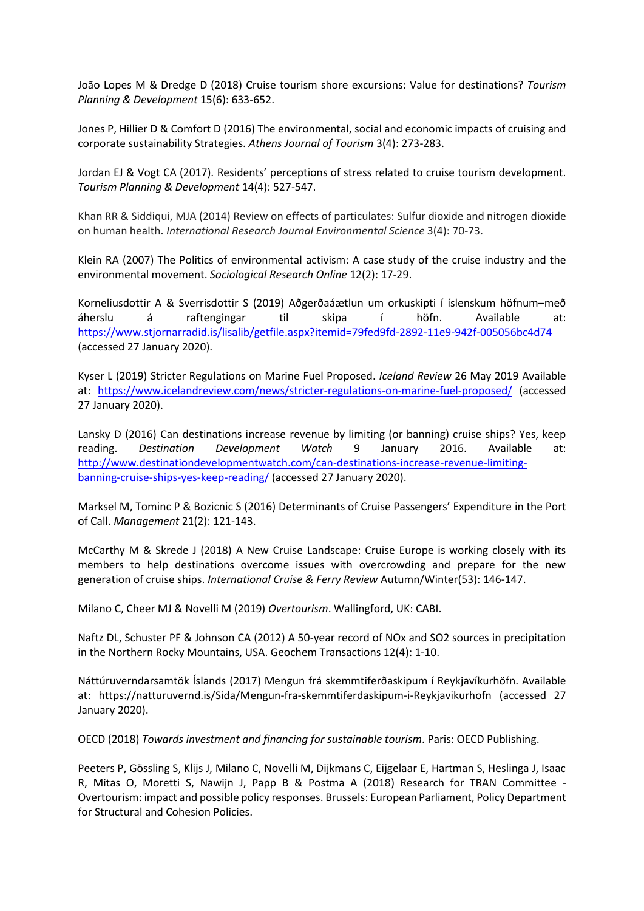João Lopes M & Dredge D (2018) Cruise tourism shore excursions: Value for destinations? *Tourism Planning & Development* 15(6): 633-652.

Jones P, Hillier D & Comfort D (2016) The environmental, social and economic impacts of cruising and corporate sustainability Strategies. *Athens Journal of Tourism* 3(4): 273-283.

Jordan EJ & Vogt CA (2017). Residents' perceptions of stress related to cruise tourism development. *Tourism Planning & Development* 14(4): 527-547.

Khan RR & Siddiqui, MJA (2014) Review on effects of particulates: Sulfur dioxide and nitrogen dioxide on human health. *International Research Journal Environmental Science* 3(4): 70-73.

Klein RA (2007) The Politics of environmental activism: A case study of the cruise industry and the environmental movement. *Sociological Research Online* 12(2): 17-29.

Korneliusdottir A & Sverrisdottir S (2019) Aðgerðaáætlun um orkuskipti í íslenskum höfnum–með áherslu á raftengingar til skipa í höfn. Available at: https://www.stjornarradid.is/lisalib/getfile.aspx?itemid=79fed9fd-2892-11e9-942f-005056bc4d74 (accessed 27 January 2020).

Kyser L (2019) Stricter Regulations on Marine Fuel Proposed. *Iceland Review* 26 May 2019 Available at: https://www.icelandreview.com/news/stricter-regulations-on-marine-fuel-proposed/ (accessed 27 January 2020).

Lansky D (2016) Can destinations increase revenue by limiting (or banning) cruise ships? Yes, keep reading. *Destination Development Watch* 9 January 2016. Available at: http://www.destinationdevelopmentwatch.com/can-destinations-increase-revenue-limiting-banning-cruise-ships-yes-keep-reading/ (accessed 27 January 2020).

Marksel M, Tominc P & Bozicnic S (2016) Determinants of Cruise Passengers' Expenditure in the Port of Call. *Management* 21(2): 121-143.

McCarthy M & Skrede J (2018) A New Cruise Landscape: Cruise Europe is working closely with its members to help destinations overcome issues with overcrowding and prepare for the new generation of cruise ships. *International Cruise & Ferry Review* Autumn/Winter(53): 146-147.

Milano C, Cheer MJ & Novelli M (2019) *Overtourism*. Wallingford, UK: CABI.

Naftz DL, Schuster PF & Johnson CA (2012) A 50-year record of NOx and SO2 sources in precipitation in the Northern Rocky Mountains, USA. Geochem Transactions 12(4): 1-10.

Náttúruverndarsamtök Íslands (2017) Mengun frá skemmtiferðaskipum í Reykjavíkurhöfn. Available at: https://natturuvernd.is/Sida/Mengun-fra-skemmtiferdaskipum-i-Reykjavikurhofn (accessed 27 January 2020).

OECD (2018) *Towards investment and financing for sustainable tourism*. Paris: OECD Publishing.

Peeters P, Gössling S, Klijs J, Milano C, Novelli M, Dijkmans C, Eijgelaar E, Hartman S, Heslinga J, Isaac R, Mitas O, Moretti S, Nawijn J, Papp B & Postma A (2018) Research for TRAN Committee - Overtourism: impact and possible policy responses. Brussels: European Parliament, Policy Department for Structural and Cohesion Policies.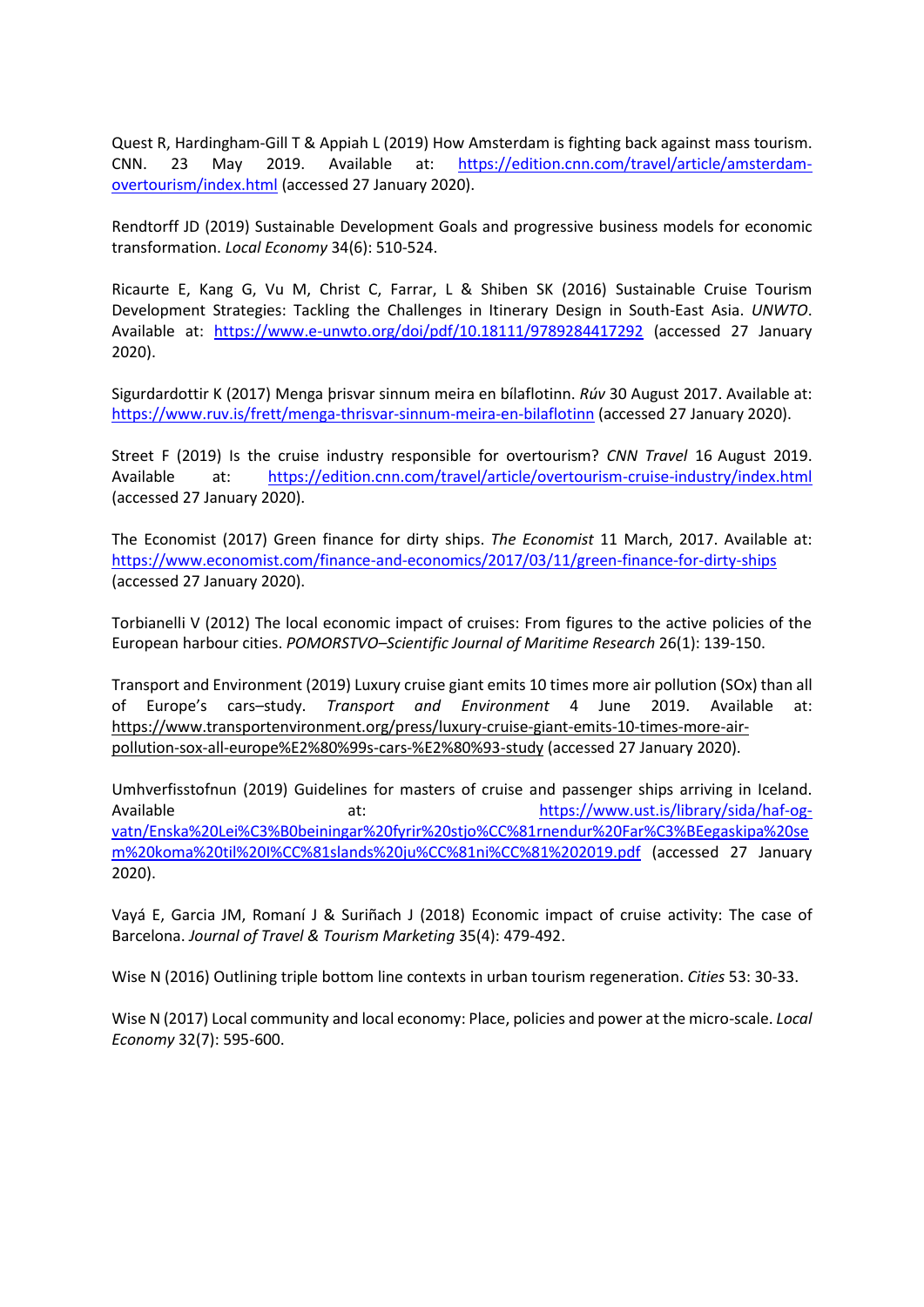Quest R, Hardingham-Gill T & Appiah L (2019) How Amsterdam is fighting back against mass tourism. CNN. 23 May 2019. Available at: https://edition.cnn.com/travel/article/amsterdam-overtourism/index.html (accessed 27 January 2020).

Rendtorff JD (2019) Sustainable Development Goals and progressive business models for economic transformation. *Local Economy* 34(6): 510-524.

Ricaurte E, Kang G, Vu M, Christ C, Farrar, L & Shiben SK (2016) Sustainable Cruise Tourism Development Strategies: Tackling the Challenges in Itinerary Design in South-East Asia. *UNWTO*. Available at: https://www.e-unwto.org/doi/pdf/10.18111/9789284417292 (accessed 27 January 2020).

Sigurdardottir K (2017) Menga þrisvar sinnum meira en bílaflotinn. *Rúv* 30 August 2017. Available at: https://www.ruv.is/frett/menga-thrisvar-sinnum-meira-en-bilaflotinn (accessed 27 January 2020).

Street F (2019) Is the cruise industry responsible for overtourism? *CNN Travel* 16 August 2019. Available at: https://edition.cnn.com/travel/article/overtourism-cruise-industry/index.html (accessed 27 January 2020).

The Economist (2017) Green finance for dirty ships. *The Economist* 11 March, 2017. Available at: https://www.economist.com/finance-and-economics/2017/03/11/green-finance-for-dirty-ships (accessed 27 January 2020).

Torbianelli V (2012) The local economic impact of cruises: From figures to the active policies of the European harbour cities. *POMORSTVO–Scientific Journal of Maritime Research* 26(1): 139-150.

Transport and Environment (2019) Luxury cruise giant emits 10 times more air pollution (SOx) than all of Europe's cars–study. *Transport and Environment* 4 June 2019. Available at: https://www.transportenvironment.org/press/luxury-cruise-giant-emits-10-times-more-air-pollution-sox-all-europe%E2%80%99s-cars-%E2%80%93-study (accessed 27 January 2020).

Umhverfisstofnun (2019) Guidelines for masters of cruise and passenger ships arriving in Iceland. Available at: https://www.ust.is/library/sida/haf-og-vatn/Enska%20Lei%C3%B0beiningar%20fyrir%20stjo%CC%81rnendur%20Far%C3%BEegaskipa%20sem%20koma%20til%20I%CC%81slands%20ju%CC%81ni%CC%81%202019.pdf (accessed 27 January 2020).

Vayá E, Garcia JM, Romaní J & Suriñach J (2018) Economic impact of cruise activity: The case of Barcelona. *Journal of Travel & Tourism Marketing* 35(4): 479-492.

Wise N (2016) Outlining triple bottom line contexts in urban tourism regeneration. *Cities* 53: 30-33.

Wise N (2017) Local community and local economy: Place, policies and power at the micro-scale. *Local Economy* 32(7): 595-600.